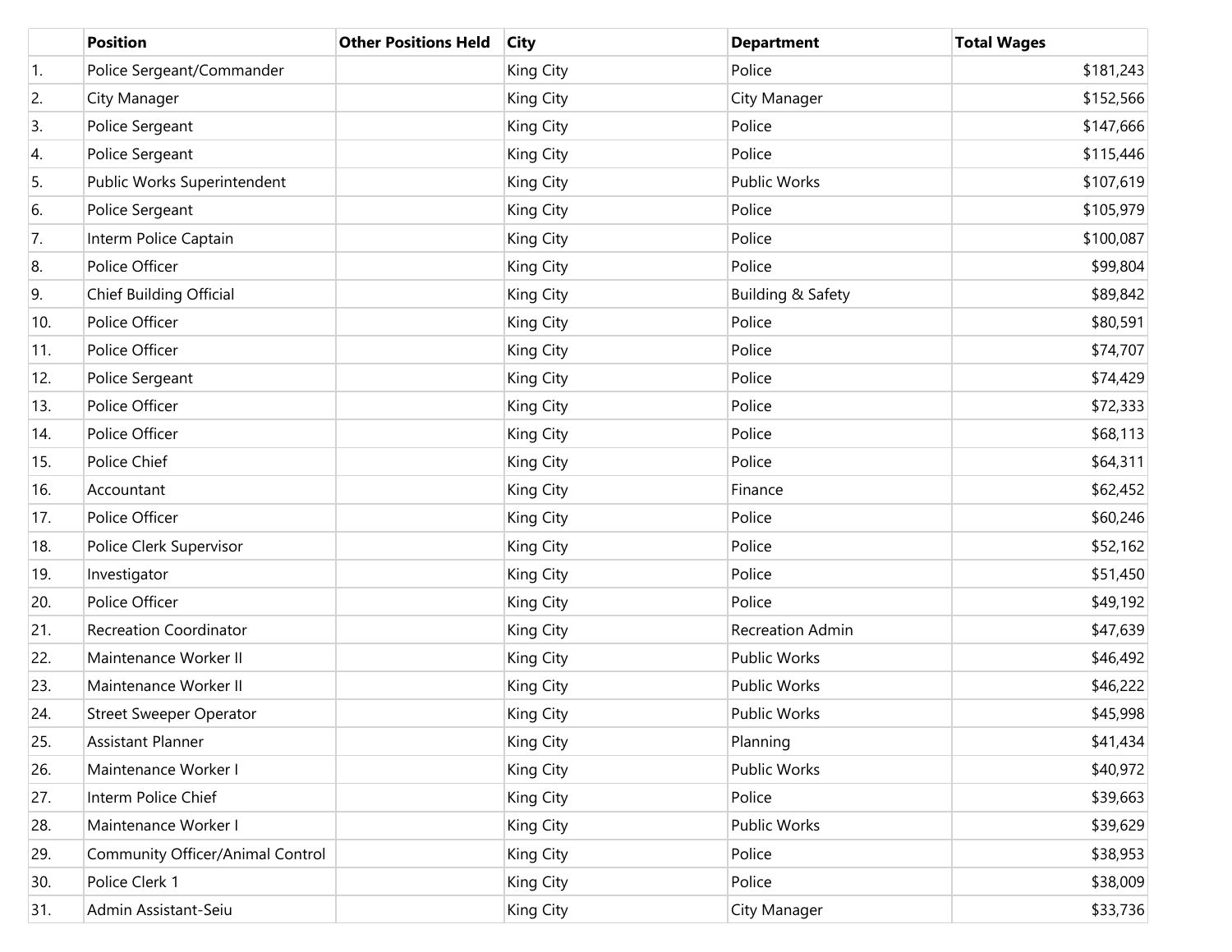|  | Position | Other Positions Held | City | Department | Total Wages |
|---|---|---|---|---|---|
| 1. | Police Sergeant/Commander |  | King City | Police | $181,243 |
| 2. | City Manager |  | King City | City Manager | $152,566 |
| 3. | Police Sergeant |  | King City | Police | $147,666 |
| 4. | Police Sergeant |  | King City | Police | $115,446 |
| 5. | Public Works Superintendent |  | King City | Public Works | $107,619 |
| 6. | Police Sergeant |  | King City | Police | $105,979 |
| 7. | Interm Police Captain |  | King City | Police | $100,087 |
| 8. | Police Officer |  | King City | Police | $99,804 |
| 9. | Chief Building Official |  | King City | Building & Safety | $89,842 |
| 10. | Police Officer |  | King City | Police | $80,591 |
| 11. | Police Officer |  | King City | Police | $74,707 |
| 12. | Police Sergeant |  | King City | Police | $74,429 |
| 13. | Police Officer |  | King City | Police | $72,333 |
| 14. | Police Officer |  | King City | Police | $68,113 |
| 15. | Police Chief |  | King City | Police | $64,311 |
| 16. | Accountant |  | King City | Finance | $62,452 |
| 17. | Police Officer |  | King City | Police | $60,246 |
| 18. | Police Clerk Supervisor |  | King City | Police | $52,162 |
| 19. | Investigator |  | King City | Police | $51,450 |
| 20. | Police Officer |  | King City | Police | $49,192 |
| 21. | Recreation Coordinator |  | King City | Recreation Admin | $47,639 |
| 22. | Maintenance Worker II |  | King City | Public Works | $46,492 |
| 23. | Maintenance Worker II |  | King City | Public Works | $46,222 |
| 24. | Street Sweeper Operator |  | King City | Public Works | $45,998 |
| 25. | Assistant Planner |  | King City | Planning | $41,434 |
| 26. | Maintenance Worker I |  | King City | Public Works | $40,972 |
| 27. | Interm Police Chief |  | King City | Police | $39,663 |
| 28. | Maintenance Worker I |  | King City | Public Works | $39,629 |
| 29. | Community Officer/Animal Control |  | King City | Police | $38,953 |
| 30. | Police Clerk 1 |  | King City | Police | $38,009 |
| 31. | Admin Assistant-Seiu |  | King City | City Manager | $33,736 |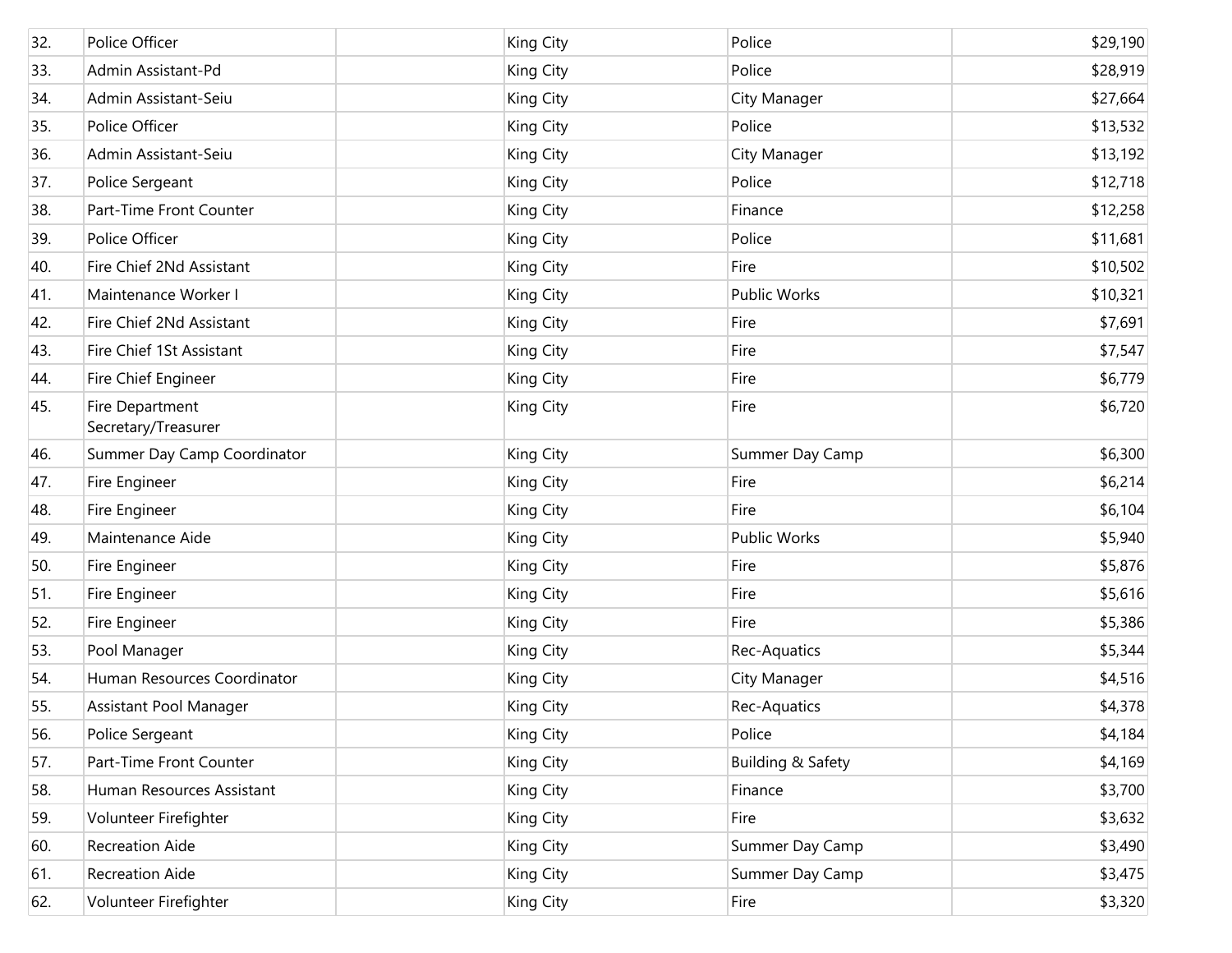| | | | | | |
|---|---|---|---|---|---|
| 32. | Police Officer | | King City | Police | $29,190 |
| 33. | Admin Assistant-Pd | | King City | Police | $28,919 |
| 34. | Admin Assistant-Seiu | | King City | City Manager | $27,664 |
| 35. | Police Officer | | King City | Police | $13,532 |
| 36. | Admin Assistant-Seiu | | King City | City Manager | $13,192 |
| 37. | Police Sergeant | | King City | Police | $12,718 |
| 38. | Part-Time Front Counter | | King City | Finance | $12,258 |
| 39. | Police Officer | | King City | Police | $11,681 |
| 40. | Fire Chief 2Nd Assistant | | King City | Fire | $10,502 |
| 41. | Maintenance Worker I | | King City | Public Works | $10,321 |
| 42. | Fire Chief 2Nd Assistant | | King City | Fire | $7,691 |
| 43. | Fire Chief 1St Assistant | | King City | Fire | $7,547 |
| 44. | Fire Chief Engineer | | King City | Fire | $6,779 |
| 45. | Fire Department Secretary/Treasurer | | King City | Fire | $6,720 |
| 46. | Summer Day Camp Coordinator | | King City | Summer Day Camp | $6,300 |
| 47. | Fire Engineer | | King City | Fire | $6,214 |
| 48. | Fire Engineer | | King City | Fire | $6,104 |
| 49. | Maintenance Aide | | King City | Public Works | $5,940 |
| 50. | Fire Engineer | | King City | Fire | $5,876 |
| 51. | Fire Engineer | | King City | Fire | $5,616 |
| 52. | Fire Engineer | | King City | Fire | $5,386 |
| 53. | Pool Manager | | King City | Rec-Aquatics | $5,344 |
| 54. | Human Resources Coordinator | | King City | City Manager | $4,516 |
| 55. | Assistant Pool Manager | | King City | Rec-Aquatics | $4,378 |
| 56. | Police Sergeant | | King City | Police | $4,184 |
| 57. | Part-Time Front Counter | | King City | Building & Safety | $4,169 |
| 58. | Human Resources Assistant | | King City | Finance | $3,700 |
| 59. | Volunteer Firefighter | | King City | Fire | $3,632 |
| 60. | Recreation Aide | | King City | Summer Day Camp | $3,490 |
| 61. | Recreation Aide | | King City | Summer Day Camp | $3,475 |
| 62. | Volunteer Firefighter | | King City | Fire | $3,320 |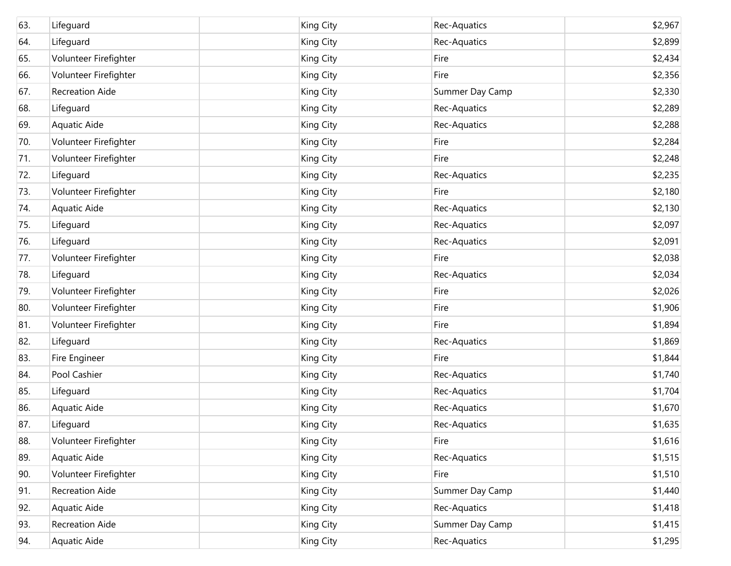| | | | | | |
|---|---|---|---|---|---|
| 63. | Lifeguard | | King City | Rec-Aquatics | $2,967 |
| 64. | Lifeguard | | King City | Rec-Aquatics | $2,899 |
| 65. | Volunteer Firefighter | | King City | Fire | $2,434 |
| 66. | Volunteer Firefighter | | King City | Fire | $2,356 |
| 67. | Recreation Aide | | King City | Summer Day Camp | $2,330 |
| 68. | Lifeguard | | King City | Rec-Aquatics | $2,289 |
| 69. | Aquatic Aide | | King City | Rec-Aquatics | $2,288 |
| 70. | Volunteer Firefighter | | King City | Fire | $2,284 |
| 71. | Volunteer Firefighter | | King City | Fire | $2,248 |
| 72. | Lifeguard | | King City | Rec-Aquatics | $2,235 |
| 73. | Volunteer Firefighter | | King City | Fire | $2,180 |
| 74. | Aquatic Aide | | King City | Rec-Aquatics | $2,130 |
| 75. | Lifeguard | | King City | Rec-Aquatics | $2,097 |
| 76. | Lifeguard | | King City | Rec-Aquatics | $2,091 |
| 77. | Volunteer Firefighter | | King City | Fire | $2,038 |
| 78. | Lifeguard | | King City | Rec-Aquatics | $2,034 |
| 79. | Volunteer Firefighter | | King City | Fire | $2,026 |
| 80. | Volunteer Firefighter | | King City | Fire | $1,906 |
| 81. | Volunteer Firefighter | | King City | Fire | $1,894 |
| 82. | Lifeguard | | King City | Rec-Aquatics | $1,869 |
| 83. | Fire Engineer | | King City | Fire | $1,844 |
| 84. | Pool Cashier | | King City | Rec-Aquatics | $1,740 |
| 85. | Lifeguard | | King City | Rec-Aquatics | $1,704 |
| 86. | Aquatic Aide | | King City | Rec-Aquatics | $1,670 |
| 87. | Lifeguard | | King City | Rec-Aquatics | $1,635 |
| 88. | Volunteer Firefighter | | King City | Fire | $1,616 |
| 89. | Aquatic Aide | | King City | Rec-Aquatics | $1,515 |
| 90. | Volunteer Firefighter | | King City | Fire | $1,510 |
| 91. | Recreation Aide | | King City | Summer Day Camp | $1,440 |
| 92. | Aquatic Aide | | King City | Rec-Aquatics | $1,418 |
| 93. | Recreation Aide | | King City | Summer Day Camp | $1,415 |
| 94. | Aquatic Aide | | King City | Rec-Aquatics | $1,295 |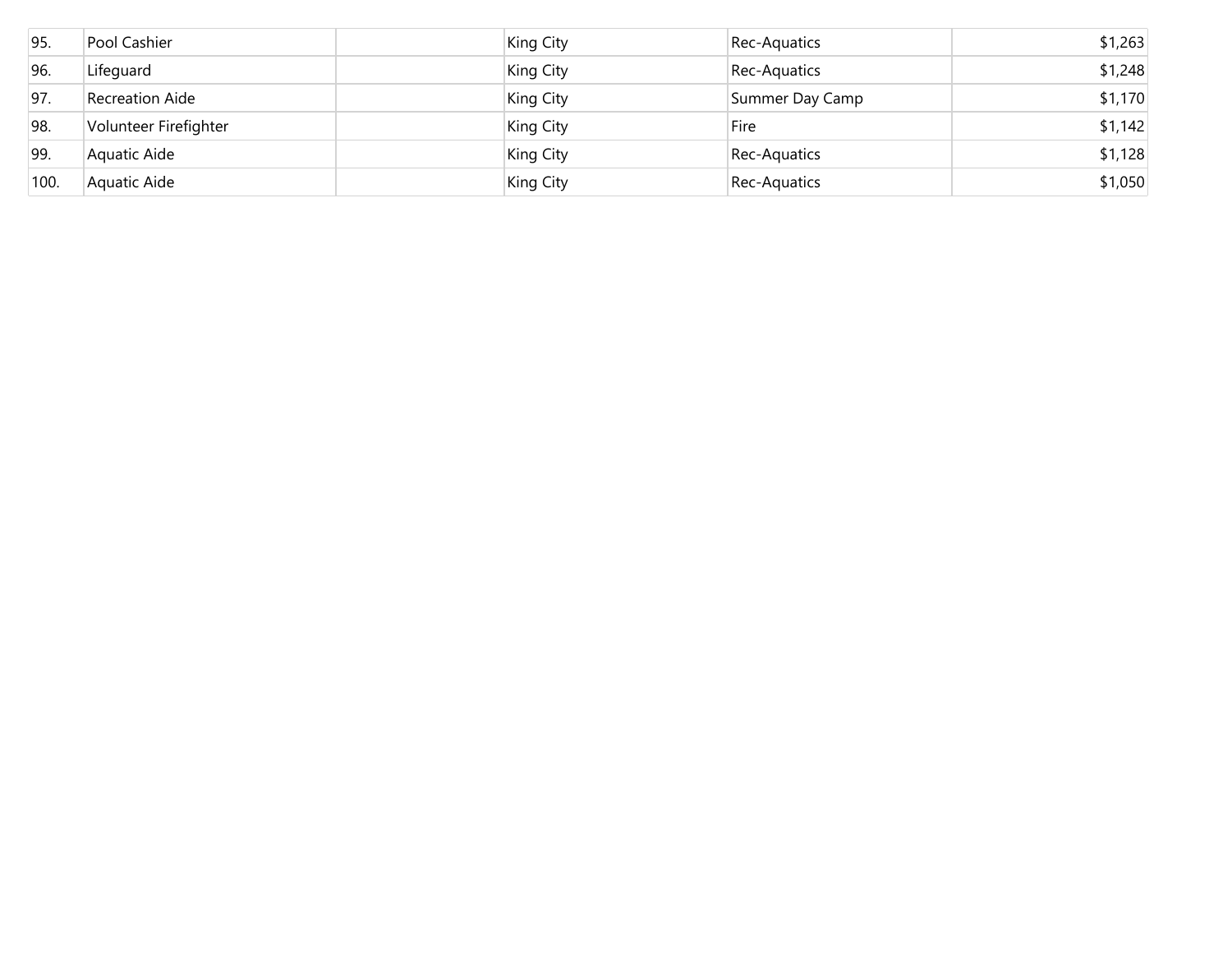| | | | | | |
|---|---|---|---|---|---|
| 95. | Pool Cashier | | King City | Rec-Aquatics | $1,263 |
| 96. | Lifeguard | | King City | Rec-Aquatics | $1,248 |
| 97. | Recreation Aide | | King City | Summer Day Camp | $1,170 |
| 98. | Volunteer Firefighter | | King City | Fire | $1,142 |
| 99. | Aquatic Aide | | King City | Rec-Aquatics | $1,128 |
| 100. | Aquatic Aide | | King City | Rec-Aquatics | $1,050 |